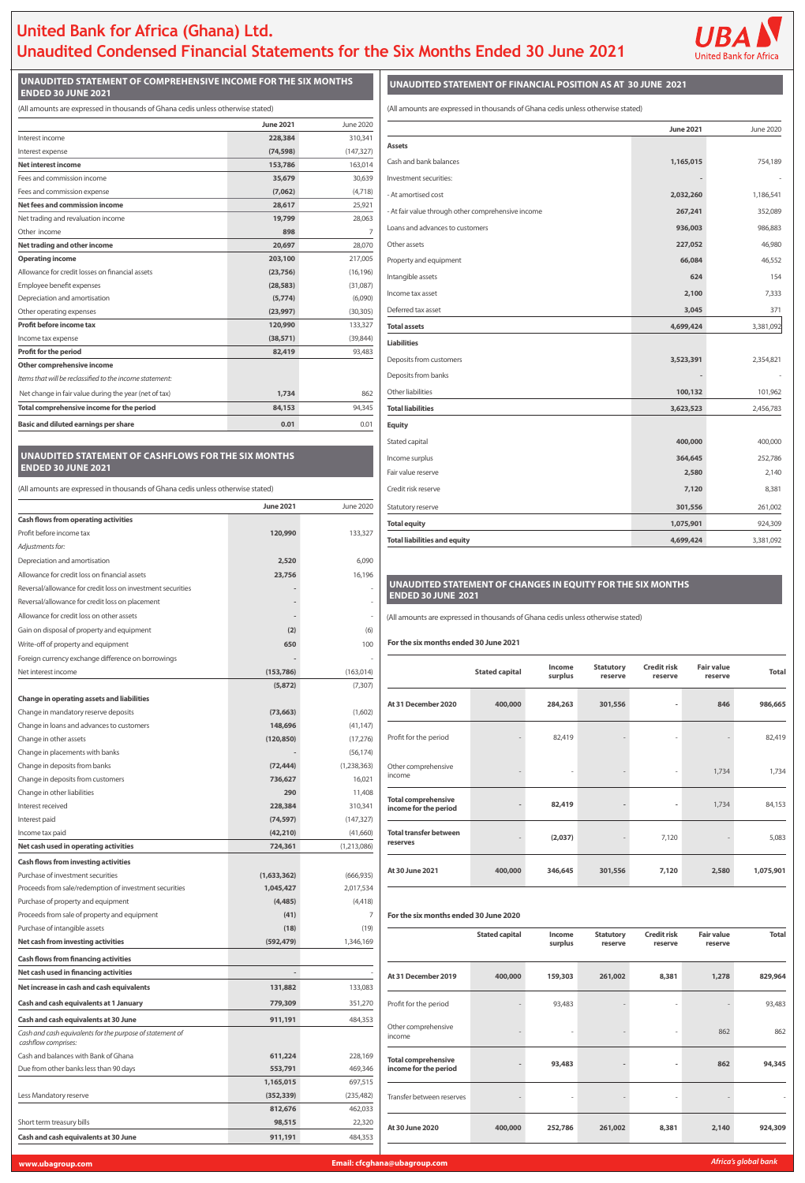# United Bank for Africa (Ghana) Ltd.
# Unaudited Condensed Financial Statements for the Six Months Ended 30 June 2021

## UNAUDITED STATEMENT OF COMPREHENSIVE INCOME FOR THE SIX MONTHS ENDED 30 JUNE 2021

(All amounts are expressed in thousands of Ghana cedis unless otherwise stated)

| | June 2021 | June 2020 |
|---|---|---|
| Interest income | 228,384 | 310,341 |
| Interest expense | (74,598) | (147,327) |
| **Net interest income** | 153,786 | 163,014 |
| Fees and commission income | 35,679 | 30,639 |
| Fees and commission expense | (7,062) | (4,718) |
| **Net fees and commission income** | 28,617 | 25,921 |
| Net trading and revaluation income | 19,799 | 28,063 |
| Other income | 898 | 7 |
| **Net trading and other income** | 20,697 | 28,070 |
| **Operating income** | 203,100 | 217,005 |
| Allowance for credit losses on financial assets | (23,756) | (16,196) |
| Employee benefit expenses | (28,583) | (31,087) |
| Depreciation and amortisation | (5,774) | (6,090) |
| Other operating expenses | (23,997) | (30,305) |
| **Profit before income tax** | 120,990 | 133,327 |
| Income tax expense | (38,571) | (39,844) |
| **Profit for the period** | 82,419 | 93,483 |
| **Other comprehensive income** | | |
| *Items that will be reclassified to the income statement:* | | |
| Net change in fair value during the year (net of tax) | 1,734 | 862 |
| **Total comprehensive income for the period** | 84,153 | 94,345 |
| **Basic and diluted earnings per share** | 0.01 | 0.01 |

## UNAUDITED STATEMENT OF CASHFLOWS FOR THE SIX MONTHS ENDED 30 JUNE 2021

(All amounts are expressed in thousands of Ghana cedis unless otherwise stated)

| | June 2021 | June 2020 |
|---|---|---|
| **Cash flows from operating activities** | | |
| Profit before income tax | 120,990 | 133,327 |
| *Adjustments for:* | | |
| Depreciation and amortisation | 2,520 | 6,090 |
| Allowance for credit loss on financial assets | 23,756 | 16,196 |
| Reversal/allowance for credit loss on investment securities | - | - |
| Reversal/allowance for credit loss on placement | - | - |
| Allowance for credit loss on other assets | - | - |
| Gain on disposal of property and equipment | (2) | (6) |
| Write-off of property and equipment | 650 | 100 |
| Foreign currency exchange difference on borrowings | - | - |
| Net interest income | (153,786) | (163,014) |
| | (5,872) | (7,307) |
| **Change in operating assets and liabilities** | | |
| Change in mandatory reserve deposits | (73,663) | (1,602) |
| Change in loans and advances to customers | 148,696 | (41,147) |
| Change in other assets | (120,850) | (17,276) |
| Change in placements with banks | - | (56,174) |
| Change in deposits from banks | (72,444) | (1,238,363) |
| Change in deposits from customers | 736,627 | 16,021 |
| Change in other liabilities | 290 | 11,408 |
| Interest received | 228,384 | 310,341 |
| Interest paid | (74,597) | (147,327) |
| Income tax paid | (42,210) | (41,660) |
| **Net cash used in operating activities** | 724,361 | (1,213,086) |
| **Cash flows from investing activities** | | |
| Purchase of investment securities | (1,633,362) | (666,935) |
| Proceeds from sale/redemption of investment securities | 1,045,427 | 2,017,534 |
| Purchase of property and equipment | (4,485) | (4,418) |
| Proceeds from sale of property and equipment | (41) | 7 |
| Purchase of intangible assets | (18) | (19) |
| **Net cash from investing activities** | (592,479) | 1,346,169 |
| **Cash flows from financing activities** | | |
| **Net cash used in financing activities** | - | - |
| **Net increase in cash and cash equivalents** | 131,882 | 133,083 |
| **Cash and cash equivalents at 1 January** | 779,309 | 351,270 |
| **Cash and cash equivalents at 30 June** | 911,191 | 484,353 |
| *Cash and cash equivalents for the purpose of statement of cashflow comprises:* | | |
| Cash and balances with Bank of Ghana | 611,224 | 228,169 |
| Due from other banks less than 90 days | 553,791 | 469,346 |
| | 1,165,015 | 697,515 |
| Less Mandatory reserve | (352,339) | (235,482) |
| | 812,676 | 462,033 |
| Short term treasury bills | 98,515 | 22,320 |
| **Cash and cash equivalents at 30 June** | 911,191 | 484,353 |

## UNAUDITED STATEMENT OF FINANCIAL POSITION AS AT 30 JUNE 2021

(All amounts are expressed in thousands of Ghana cedis unless otherwise stated)

| | June 2021 | June 2020 |
|---|---|---|
| **Assets** | | |
| Cash and bank balances | 1,165,015 | 754,189 |
| Investment securities: | - | - |
| - At amortised cost | 2,032,260 | 1,186,541 |
| - At fair value through other comprehensive income | 267,241 | 352,089 |
| Loans and advances to customers | 936,003 | 986,883 |
| Other assets | 227,052 | 46,980 |
| Property and equipment | 66,084 | 46,552 |
| Intangible assets | 624 | 154 |
| Income tax asset | 2,100 | 7,333 |
| Deferred tax asset | 3,045 | 371 |
| **Total assets** | 4,699,424 | 3,381,092 |
| **Liabilities** | | |
| Deposits from customers | 3,523,391 | 2,354,821 |
| Deposits from banks | - | - |
| Other liabilities | 100,132 | 101,962 |
| **Total liabilities** | 3,623,523 | 2,456,783 |
| **Equity** | | |
| Stated capital | 400,000 | 400,000 |
| Income surplus | 364,645 | 252,786 |
| Fair value reserve | 2,580 | 2,140 |
| Credit risk reserve | 7,120 | 8,381 |
| Statutory reserve | 301,556 | 261,002 |
| **Total equity** | 1,075,901 | 924,309 |
| **Total liabilities and equity** | 4,699,424 | 3,381,092 |

## UNAUDITED STATEMENT OF CHANGES IN EQUITY FOR THE SIX MONTHS ENDED 30 JUNE 2021

(All amounts are expressed in thousands of Ghana cedis unless otherwise stated)

**For the six months ended 30 June 2021**

| | Stated capital | Income surplus | Statutory reserve | Credit risk reserve | Fair value reserve | Total |
|---|---|---|---|---|---|---|
| **At 31 December 2020** | 400,000 | 284,263 | 301,556 | - | 846 | 986,665 |
| Profit for the period | - | 82,419 | - | - | - | 82,419 |
| Other comprehensive income | - | - | - | - | 1,734 | 1,734 |
| **Total comprehensive income for the period** | - | 82,419 | - | - | 1,734 | 84,153 |
| **Total transfer between reserves** | - | (2,037) | - | 7,120 | - | 5,083 |
| **At 30 June 2021** | 400,000 | 346,645 | 301,556 | 7,120 | 2,580 | 1,075,901 |

**For the six months ended 30 June 2020**

| | Stated capital | Income surplus | Statutory reserve | Credit risk reserve | Fair value reserve | Total |
|---|---|---|---|---|---|---|
| **At 31 December 2019** | 400,000 | 159,303 | 261,002 | 8,381 | 1,278 | 829,964 |
| Profit for the period | - | 93,483 | - | - | - | 93,483 |
| Other comprehensive income | - | - | - | - | 862 | 862 |
| **Total comprehensive income for the period** | - | 93,483 | - | - | 862 | 94,345 |
| Transfer between reserves | - | - | - | - | - | - |
| **At 30 June 2020** | 400,000 | 252,786 | 261,002 | 8,381 | 2,140 | 924,309 |

www.ubagroup.com | Email: cfcghana@ubagroup.com | Africa's global bank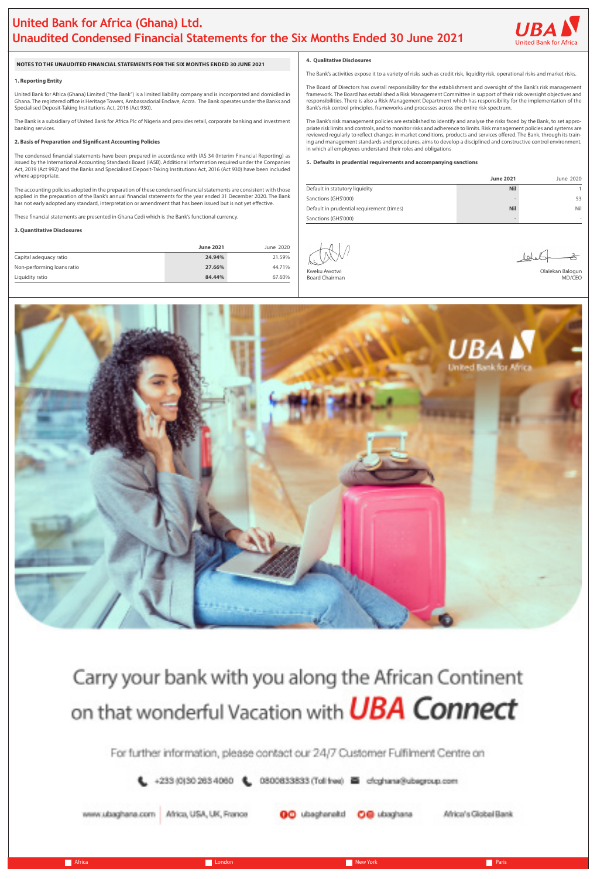# United Bank for Africa (Ghana) Ltd.
# Unaudited Condensed Financial Statements for the Six Months Ended 30 June 2021

**NOTES TO THE UNAUDITED FINANCIAL STATEMENTS FOR THE SIX MONTHS ENDED 30 JUNE 2021**

**1. Reporting Entity**

United Bank for Africa (Ghana) Limited ("the Bank") is a limited liability company and is incorporated and domiciled in Ghana. The registered office is Heritage Towers, Ambassadorial Enclave, Accra. The Bank operates under the Banks and Specialised Deposit-Taking Institutions Act, 2016 (Act 930).

The Bank is a subsidiary of United Bank for Africa Plc of Nigeria and provides retail, corporate banking and investment banking services.

**2. Basis of Preparation and Significant Accounting Policies**

The condensed financial statements have been prepared in accordance with IAS 34 (Interim Financial Reporting) as issued by the International Accounting Standards Board (IASB). Additional information required under the Companies Act, 2019 (Act 992) and the Banks and Specialised Deposit-Taking Institutions Act, 2016 (Act 930) have been included where appropriate.

The accounting policies adopted in the preparation of these condensed financial statements are consistent with those applied in the preparation of the Bank's annual financial statements for the year ended 31 December 2020. The Bank has not early adopted any standard, interpretation or amendment that has been issued but is not yet effective.

These financial statements are presented in Ghana Cedi which is the Bank's functional currency.

**3. Quantitative Disclosures**

| | June 2021 | June 2020 |
|---|---|---|
| Capital adequacy ratio | **24.94%** | 21.59% |
| Non-performing loans ratio | **27.66%** | 44.71% |
| Liquidity ratio | **84.44%** | 67.60% |

**4. Qualitative Disclosures**

The Bank's activities expose it to a variety of risks such as credit risk, liquidity risk, operational risks and market risks.

The Board of Directors has overall responsibility for the establishment and oversight of the Bank's risk management framework. The Board has established a Risk Management Committee in support of their risk oversight objectives and responsibilities. There is also a Risk Management Department which has responsibility for the implementation of the Bank's risk control principles, frameworks and processes across the entire risk spectrum.

The Bank's risk management policies are established to identify and analyse the risks faced by the Bank, to set appropriate risk limits and controls, and to monitor risks and adherence to limits. Risk management policies and systems are reviewed regularly to reflect changes in market conditions, products and services offered. The Bank, through its training and management standards and procedures, aims to develop a disciplined and constructive control environment, in which all employees understand their roles and obligations

**5. Defaults in prudential requirements and accompanying sanctions**

| | June 2021 | June 2020 |
|---|---|---|
| Default in statutory liquidity | **Nil** | 1 |
| Sanctions (GH$'000) | - | 53 |
| Default in prudential requirement (times) | **Nil** | Nil |
| Sanctions (GH$'000) | - | - |

Kweku Awotwi
Board Chairman

Olalekan Balogun
MD/CEO

Carry your bank with you along the African Continent on that wonderful Vacation with UBA Connect

For further information, please contact our 24/7 Customer Fulfilment Centre on

+233 (0)30 263 4060 0800833833 (Toll free) cfcghana@ubagroup.com

www.ubaghana.com Africa, USA, UK, France ubaghanaltd ubaghana Africa's Global Bank

Africa London New York Paris